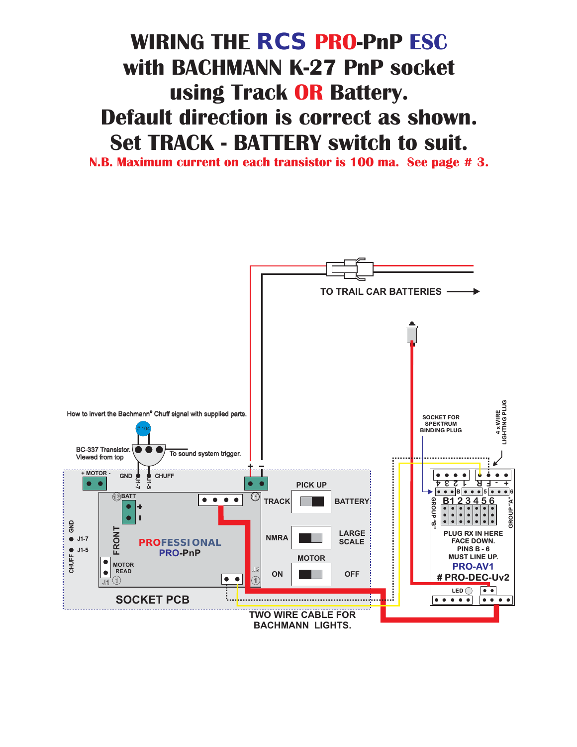# WIRING THE RCS PRO-PnP ESC with BACHMANN K-27 PnP socket using Track OR Battery. Default direction is correct as shown. Set TRACK - BATTERY switch to suit.

**N.B. Maximum current on each transistor is 100 ma. See page # 3.**

TO TRAIL CAR BATTERIES

How to invert the Bachmann® Chuff signal with supplied parts.

# 104

BC-337 Transistor. Viewed from top

To sound system trigger.

+ MOTOR -

GND

CHUFF

J1-7

J1-5

+ -

BATT

PICK UP

TRACK

BATTERY

NMRA

LARGE SCALE

MOTOR

ON

OFF

GND

CHUFF

FRONT

PROFESSIONAL PRO-PnP

MOTOR READ

J1

J2

SOCKET PCB

TWO WIRE CABLE FOR BACHMANN LIGHTS.

SOCKET FOR SPEKTRUM BINDING PLUG

4 x WIRE LIGHTING PLUG

4 3 2 1 R F - +

B 1 2 3 4 5 6

GROUP "B"

GROUP "A"

PLUG RX IN HERE FACE DOWN. PINS B - 6 MUST LINE UP.

PRO-AV1

# PRO-DEC-Uv2

LED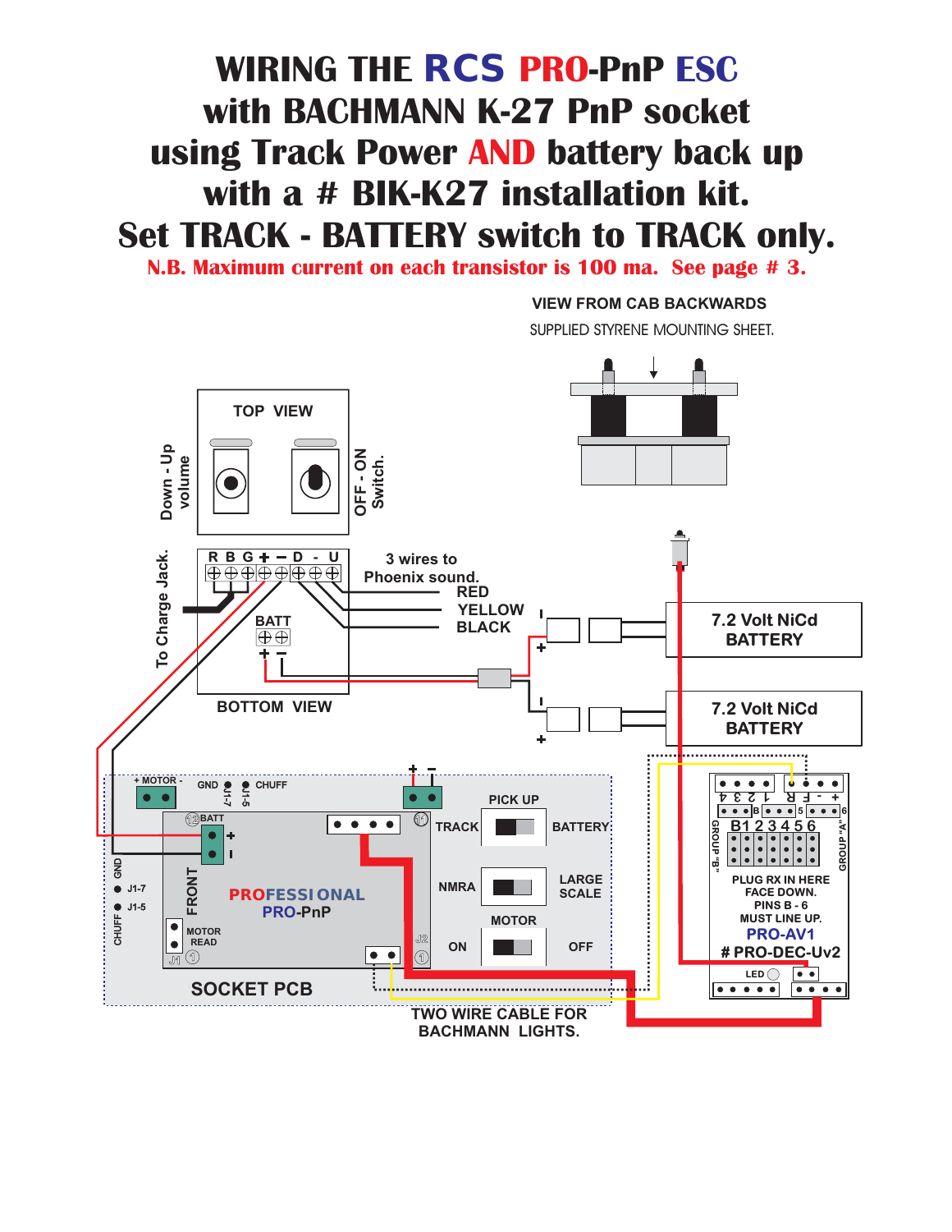# WIRING THE RCS PRO-PnP ESC with BACHMANN K-27 PnP socket using Track Power AND battery back up with a # BIK-K27 installation kit. Set TRACK - BATTERY switch to TRACK only.

**N.B. Maximum current on each transistor is 100 ma. See page # 3.**

VIEW FROM CAB BACKWARDS

SUPPLIED STYRENE MOUNTING SHEET.

TOP VIEW

Down - Up volume

OFF - ON Switch.

To Charge Jack.

R B G + − D - U

3 wires to Phoenix sound.

RED

YELLOW

BLACK

BATT

+ −

BOTTOM VIEW

7.2 Volt NiCd BATTERY

7.2 Volt NiCd BATTERY

+ MOTOR -

GND J1-7

CHUFF J1-5

BATT

FRONT

PROFESSIONAL PRO-PnP

MOTOR READ

J1

J2

GND J1-7

CHUFF J1-5

SOCKET PCB

PICK UP

TRACK BATTERY

NMRA LARGE SCALE

MOTOR

ON OFF

TWO WIRE CABLE FOR BACHMANN LIGHTS.

4 3 2 1 R F - +

B 5 6

B1 2 3 4 5 6

GROUP "B"

GROUP "A"

PLUG RX IN HERE FACE DOWN. PINS B - 6 MUST LINE UP.

PRO-AV1

# PRO-DEC-Uv2

LED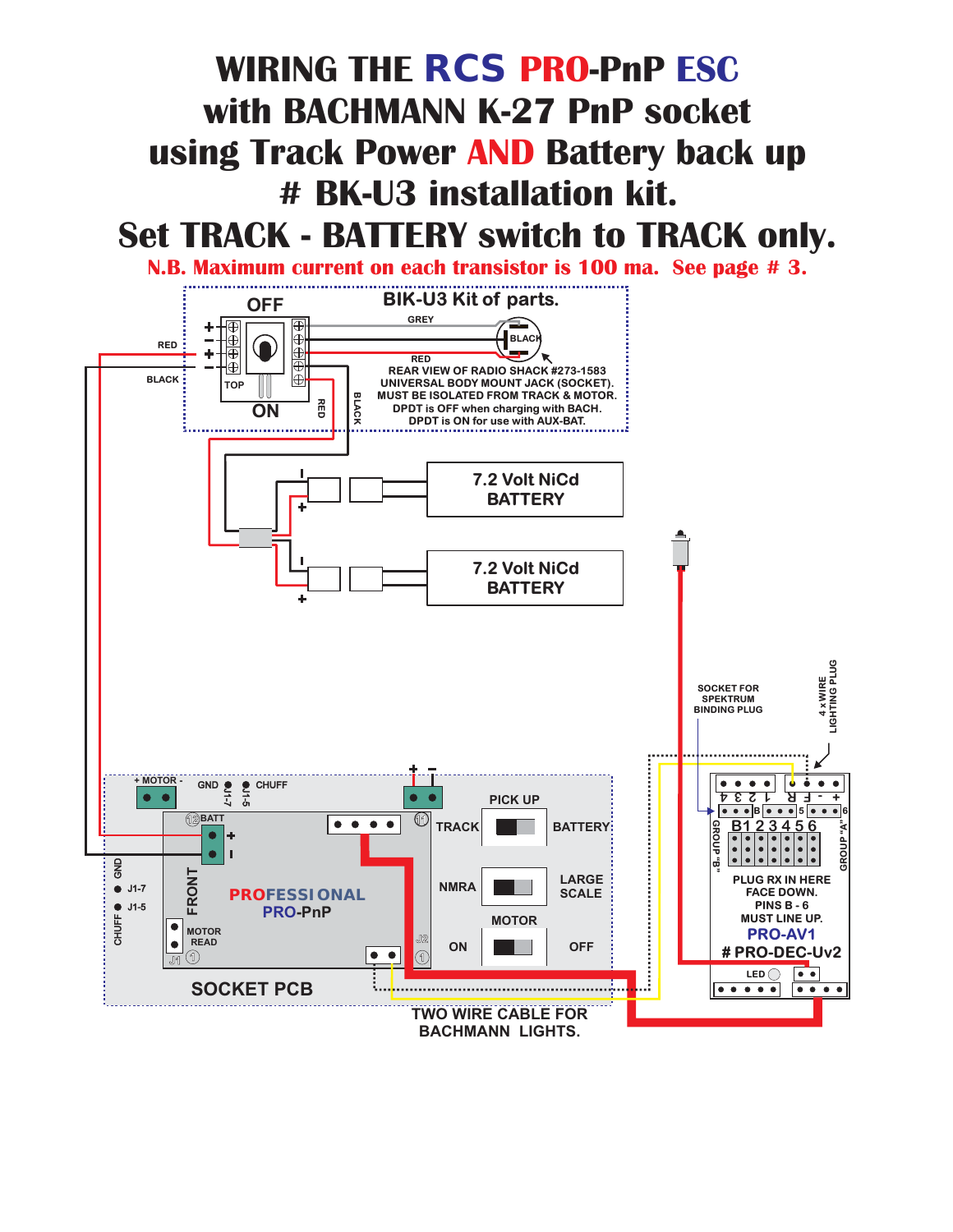# WIRING THE RCS PRO-PnP ESC with BACHMANN K-27 PnP socket using Track Power AND Battery back up # BK-U3 installation kit.

# Set TRACK - BATTERY switch to TRACK only.

**N.B. Maximum current on each transistor is 100 ma. See page # 3.**

**BIK-U3 Kit of parts.**

OFF

ON

TOP

RED

BLACK

GREY

BLACK

RED

REAR VIEW OF RADIO SHACK #273-1583 UNIVERSAL BODY MOUNT JACK (SOCKET). MUST BE ISOLATED FROM TRACK & MOTOR. DPDT is OFF when charging with BACH. DPDT is ON for use with AUX-BAT.

7.2 Volt NiCd BATTERY

7.2 Volt NiCd BATTERY

SOCKET FOR SPEKTRUM BINDING PLUG

4 x WIRE LIGHTING PLUG

+ MOTOR -

GND

CHUFF

J1-7

J1-5

BATT

FRONT

PROFESSIONAL PRO-PnP

MOTOR READ

PICK UP

TRACK

BATTERY

NMRA

LARGE SCALE

MOTOR

ON

OFF

SOCKET PCB

TWO WIRE CABLE FOR BACHMANN LIGHTS.

GROUP "B"

GROUP "A"

B1 2 3 4 5 6

PLUG RX IN HERE FACE DOWN. PINS B - 6 MUST LINE UP.

PRO-AV1

# PRO-DEC-Uv2

LED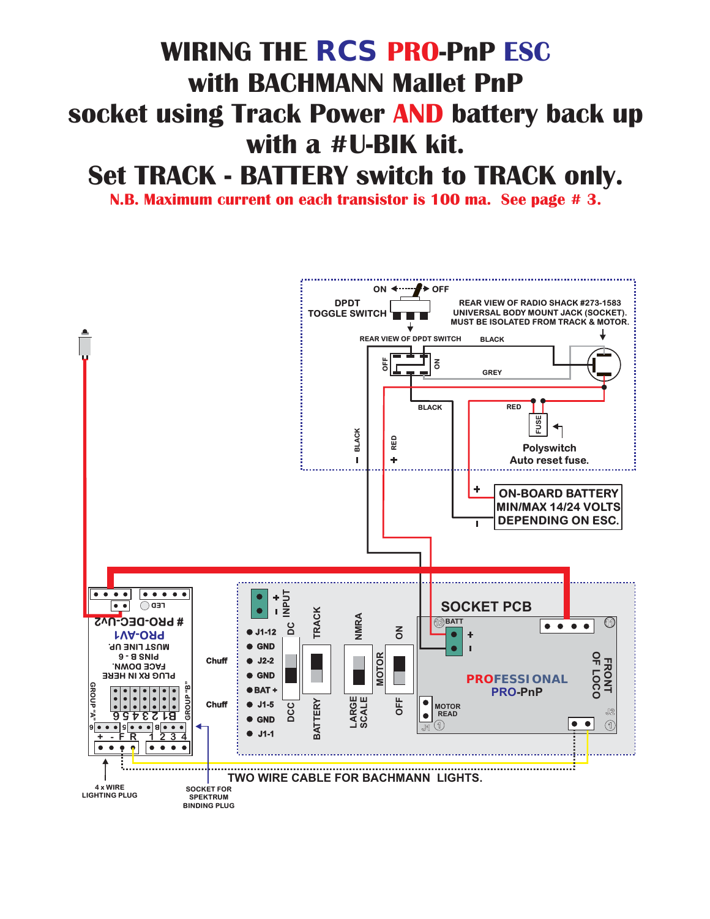# WIRING THE RCS PRO-PnP ESC with BACHMANN Mallet PnP socket using Track Power AND battery back up with a #U-BIK kit.

# Set TRACK - BATTERY switch to TRACK only.

**N.B. Maximum current on each transistor is 100 ma. See page # 3.**

ON OFF

DPDT TOGGLE SWITCH

REAR VIEW OF RADIO SHACK #273-1583 UNIVERSAL BODY MOUNT JACK (SOCKET). MUST BE ISOLATED FROM TRACK & MOTOR.

REAR VIEW OF DPDT SWITCH

BLACK

OFF ON

GREY

BLACK

RED

FUSE

Polyswitch Auto reset fuse.

– BLACK

+ RED

ON-BOARD BATTERY MIN/MAX 14/24 VOLTS DEPENDING ON ESC.

LED

# PRO-DEC-UV2

PRO-AV1

MUST LINE UP. PINS B - 9 FACE DOWN. PLUG RX IN HERE

GROUP "A" GROUP "B"

B1 2 3 4 5 6 9

+ - F R 1 2 3 4

Chuff

Chuff

INPUT + –

J1-12, GND, J2-2, GND, BAT +, J1-5, GND, J1-1

DC DCC

TRACK BATTERY

NMRA LARGE SCALE

MOTOR

ON OFF

SOCKET PCB

BATT + –

PROFESSIONAL PRO-PnP

FRONT OF LOCO

MOTOR READ

J1 J2

TWO WIRE CABLE FOR BACHMANN LIGHTS.

4 x WIRE LIGHTING PLUG

SOCKET FOR SPEKTRUM BINDING PLUG